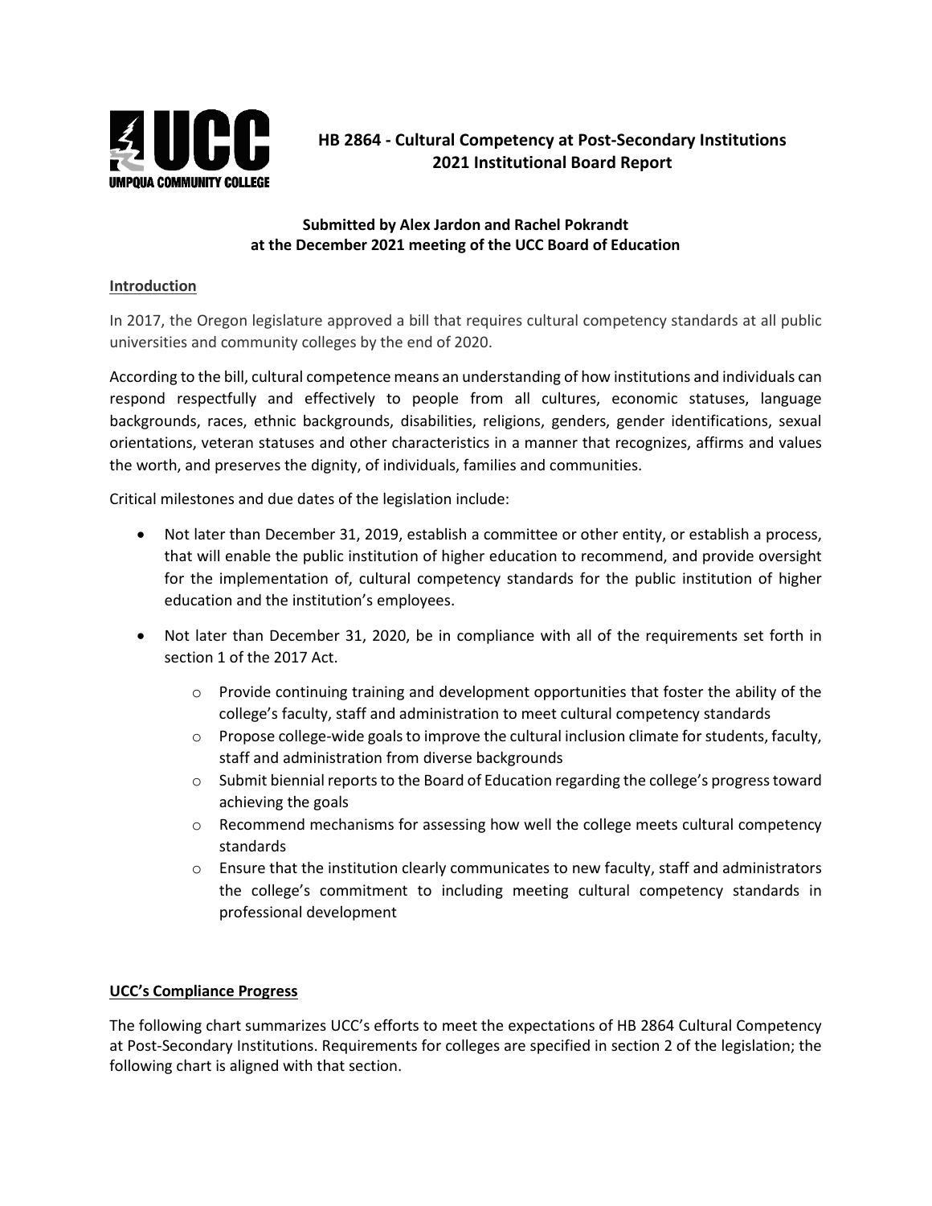# HB 2864 - Cultural Competency at Post-Secondary Institutions 2021 Institutional Board Report

**Submitted by Alex Jardon and Rachel Pokrandt at the December 2021 meeting of the UCC Board of Education**

## Introduction

In 2017, the Oregon legislature approved a bill that requires cultural competency standards at all public universities and community colleges by the end of 2020.

According to the bill, cultural competence means an understanding of how institutions and individuals can respond respectfully and effectively to people from all cultures, economic statuses, language backgrounds, races, ethnic backgrounds, disabilities, religions, genders, gender identifications, sexual orientations, veteran statuses and other characteristics in a manner that recognizes, affirms and values the worth, and preserves the dignity, of individuals, families and communities.

Critical milestones and due dates of the legislation include:

- Not later than December 31, 2019, establish a committee or other entity, or establish a process, that will enable the public institution of higher education to recommend, and provide oversight for the implementation of, cultural competency standards for the public institution of higher education and the institution's employees.
- Not later than December 31, 2020, be in compliance with all of the requirements set forth in section 1 of the 2017 Act.
  - Provide continuing training and development opportunities that foster the ability of the college's faculty, staff and administration to meet cultural competency standards
  - Propose college-wide goals to improve the cultural inclusion climate for students, faculty, staff and administration from diverse backgrounds
  - Submit biennial reports to the Board of Education regarding the college's progress toward achieving the goals
  - Recommend mechanisms for assessing how well the college meets cultural competency standards
  - Ensure that the institution clearly communicates to new faculty, staff and administrators the college's commitment to including meeting cultural competency standards in professional development

## UCC's Compliance Progress

The following chart summarizes UCC's efforts to meet the expectations of HB 2864 Cultural Competency at Post-Secondary Institutions. Requirements for colleges are specified in section 2 of the legislation; the following chart is aligned with that section.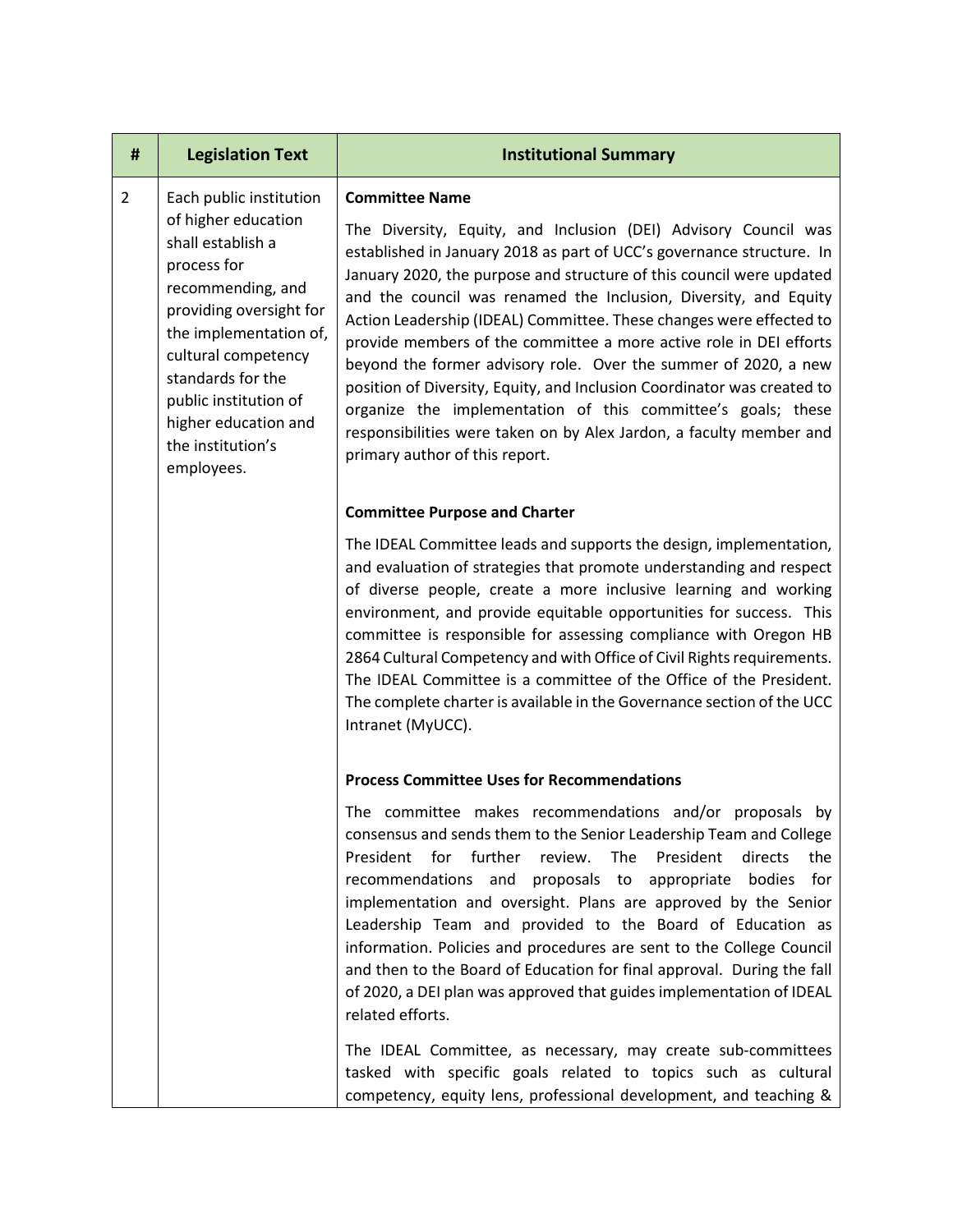| # | Legislation Text | Institutional Summary |
|---|---|---|
| 2 | Each public institution of higher education shall establish a process for recommending, and providing oversight for the implementation of, cultural competency standards for the public institution of higher education and the institution's employees. | **Committee Name**<br><br>The Diversity, Equity, and Inclusion (DEI) Advisory Council was established in January 2018 as part of UCC's governance structure. In January 2020, the purpose and structure of this council were updated and the council was renamed the Inclusion, Diversity, and Equity Action Leadership (IDEAL) Committee. These changes were effected to provide members of the committee a more active role in DEI efforts beyond the former advisory role. Over the summer of 2020, a new position of Diversity, Equity, and Inclusion Coordinator was created to organize the implementation of this committee's goals; these responsibilities were taken on by Alex Jardon, a faculty member and primary author of this report.<br><br>**Committee Purpose and Charter**<br><br>The IDEAL Committee leads and supports the design, implementation, and evaluation of strategies that promote understanding and respect of diverse people, create a more inclusive learning and working environment, and provide equitable opportunities for success. This committee is responsible for assessing compliance with Oregon HB 2864 Cultural Competency and with Office of Civil Rights requirements. The IDEAL Committee is a committee of the Office of the President. The complete charter is available in the Governance section of the UCC Intranet (MyUCC).<br><br>**Process Committee Uses for Recommendations**<br><br>The committee makes recommendations and/or proposals by consensus and sends them to the Senior Leadership Team and College President for further review. The President directs the recommendations and proposals to appropriate bodies for implementation and oversight. Plans are approved by the Senior Leadership Team and provided to the Board of Education as information. Policies and procedures are sent to the College Council and then to the Board of Education for final approval. During the fall of 2020, a DEI plan was approved that guides implementation of IDEAL related efforts.<br><br>The IDEAL Committee, as necessary, may create sub-committees tasked with specific goals related to topics such as cultural competency, equity lens, professional development, and teaching & |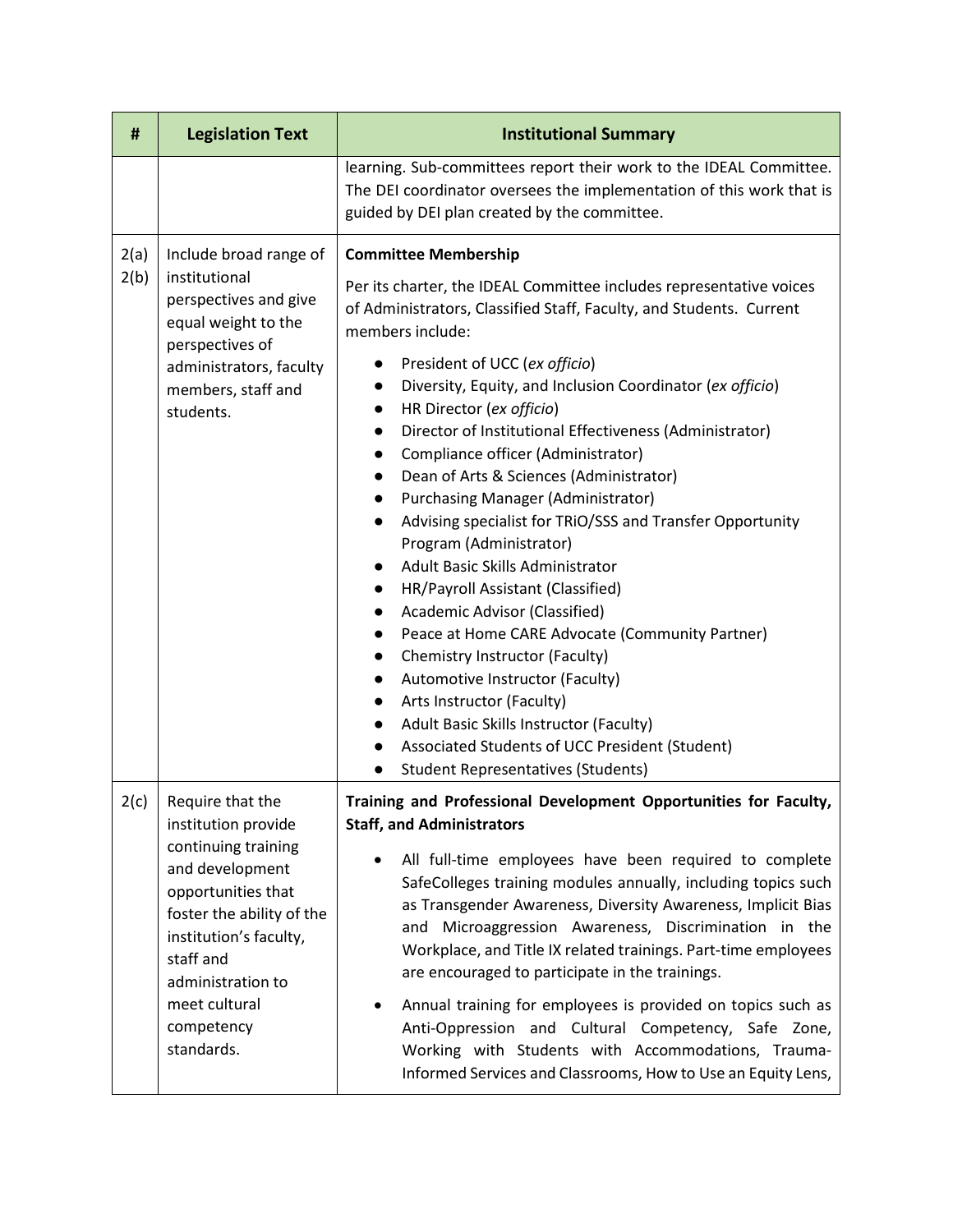| # | Legislation Text | Institutional Summary |
|---|---|---|
| | | learning. Sub-committees report their work to the IDEAL Committee. The DEI coordinator oversees the implementation of this work that is guided by DEI plan created by the committee. |
| 2(a) 2(b) | Include broad range of institutional perspectives and give equal weight to the perspectives of administrators, faculty members, staff and students. | **Committee Membership**<br><br>Per its charter, the IDEAL Committee includes representative voices of Administrators, Classified Staff, Faculty, and Students. Current members include:<br><br>● President of UCC (*ex officio*)<br>● Diversity, Equity, and Inclusion Coordinator (*ex officio*)<br>● HR Director (*ex officio*)<br>● Director of Institutional Effectiveness (Administrator)<br>● Compliance officer (Administrator)<br>● Dean of Arts & Sciences (Administrator)<br>● Purchasing Manager (Administrator)<br>● Advising specialist for TRiO/SSS and Transfer Opportunity Program (Administrator)<br>● Adult Basic Skills Administrator<br>● HR/Payroll Assistant (Classified)<br>● Academic Advisor (Classified)<br>● Peace at Home CARE Advocate (Community Partner)<br>● Chemistry Instructor (Faculty)<br>● Automotive Instructor (Faculty)<br>● Arts Instructor (Faculty)<br>● Adult Basic Skills Instructor (Faculty)<br>● Associated Students of UCC President (Student)<br>● Student Representatives (Students) |
| 2(c) | Require that the institution provide continuing training and development opportunities that foster the ability of the institution's faculty, staff and administration to meet cultural competency standards. | **Training and Professional Development Opportunities for Faculty, Staff, and Administrators**<br><br>• All full-time employees have been required to complete SafeColleges training modules annually, including topics such as Transgender Awareness, Diversity Awareness, Implicit Bias and Microaggression Awareness, Discrimination in the Workplace, and Title IX related trainings. Part-time employees are encouraged to participate in the trainings.<br><br>• Annual training for employees is provided on topics such as Anti-Oppression and Cultural Competency, Safe Zone, Working with Students with Accommodations, Trauma-Informed Services and Classrooms, How to Use an Equity Lens, |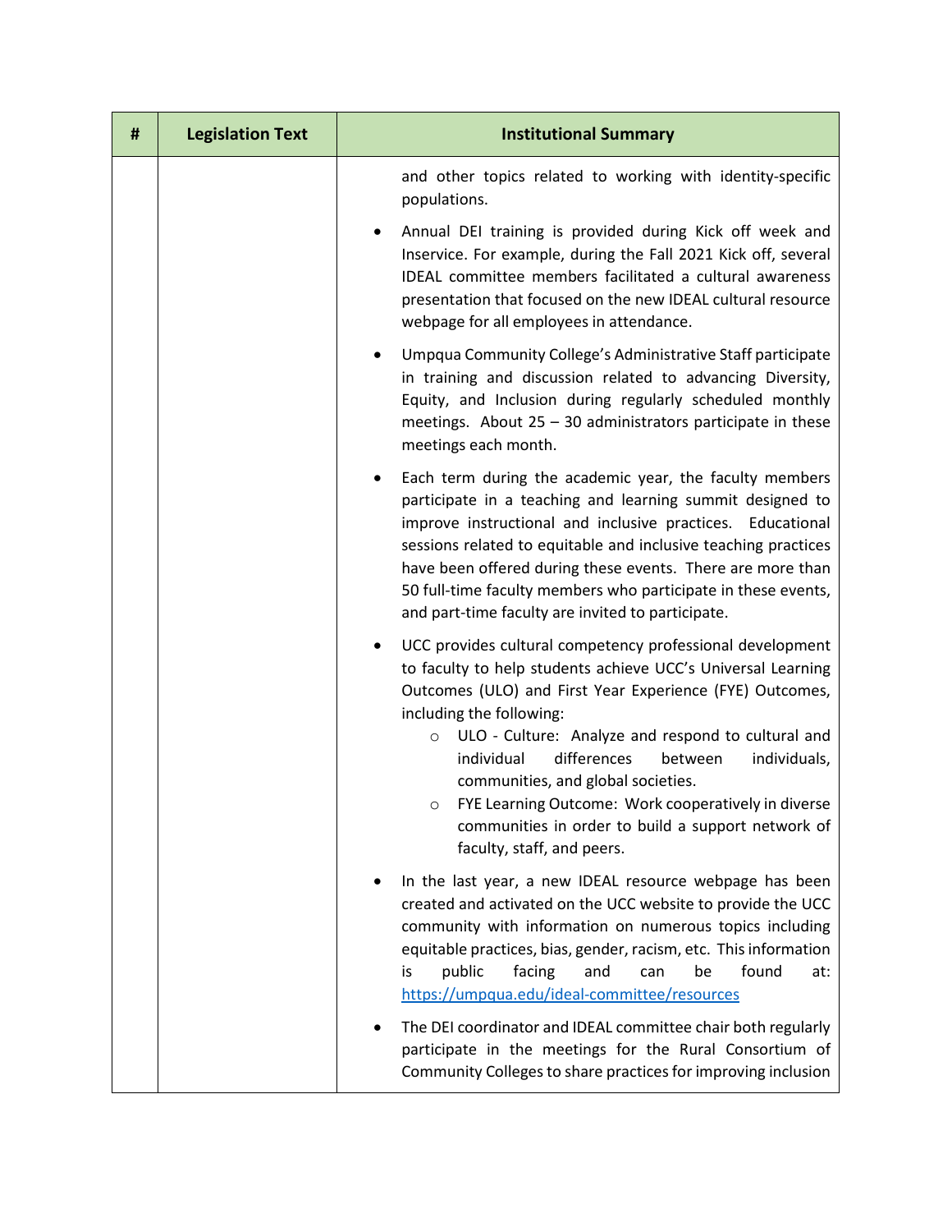| # | Legislation Text | Institutional Summary |
|---|---|---|
| | | and other topics related to working with identity-specific populations.<br><br>• Annual DEI training is provided during Kick off week and Inservice. For example, during the Fall 2021 Kick off, several IDEAL committee members facilitated a cultural awareness presentation that focused on the new IDEAL cultural resource webpage for all employees in attendance.<br><br>• Umpqua Community College's Administrative Staff participate in training and discussion related to advancing Diversity, Equity, and Inclusion during regularly scheduled monthly meetings. About 25 – 30 administrators participate in these meetings each month.<br><br>• Each term during the academic year, the faculty members participate in a teaching and learning summit designed to improve instructional and inclusive practices. Educational sessions related to equitable and inclusive teaching practices have been offered during these events. There are more than 50 full-time faculty members who participate in these events, and part-time faculty are invited to participate.<br><br>• UCC provides cultural competency professional development to faculty to help students achieve UCC's Universal Learning Outcomes (ULO) and First Year Experience (FYE) Outcomes, including the following:<br>&nbsp;&nbsp;&nbsp;&nbsp;○ ULO - Culture: Analyze and respond to cultural and individual differences between individuals, communities, and global societies.<br>&nbsp;&nbsp;&nbsp;&nbsp;○ FYE Learning Outcome: Work cooperatively in diverse communities in order to build a support network of faculty, staff, and peers.<br><br>• In the last year, a new IDEAL resource webpage has been created and activated on the UCC website to provide the UCC community with information on numerous topics including equitable practices, bias, gender, racism, etc. This information is public facing and can be found at: https://umpqua.edu/ideal-committee/resources<br><br>• The DEI coordinator and IDEAL committee chair both regularly participate in the meetings for the Rural Consortium of Community Colleges to share practices for improving inclusion |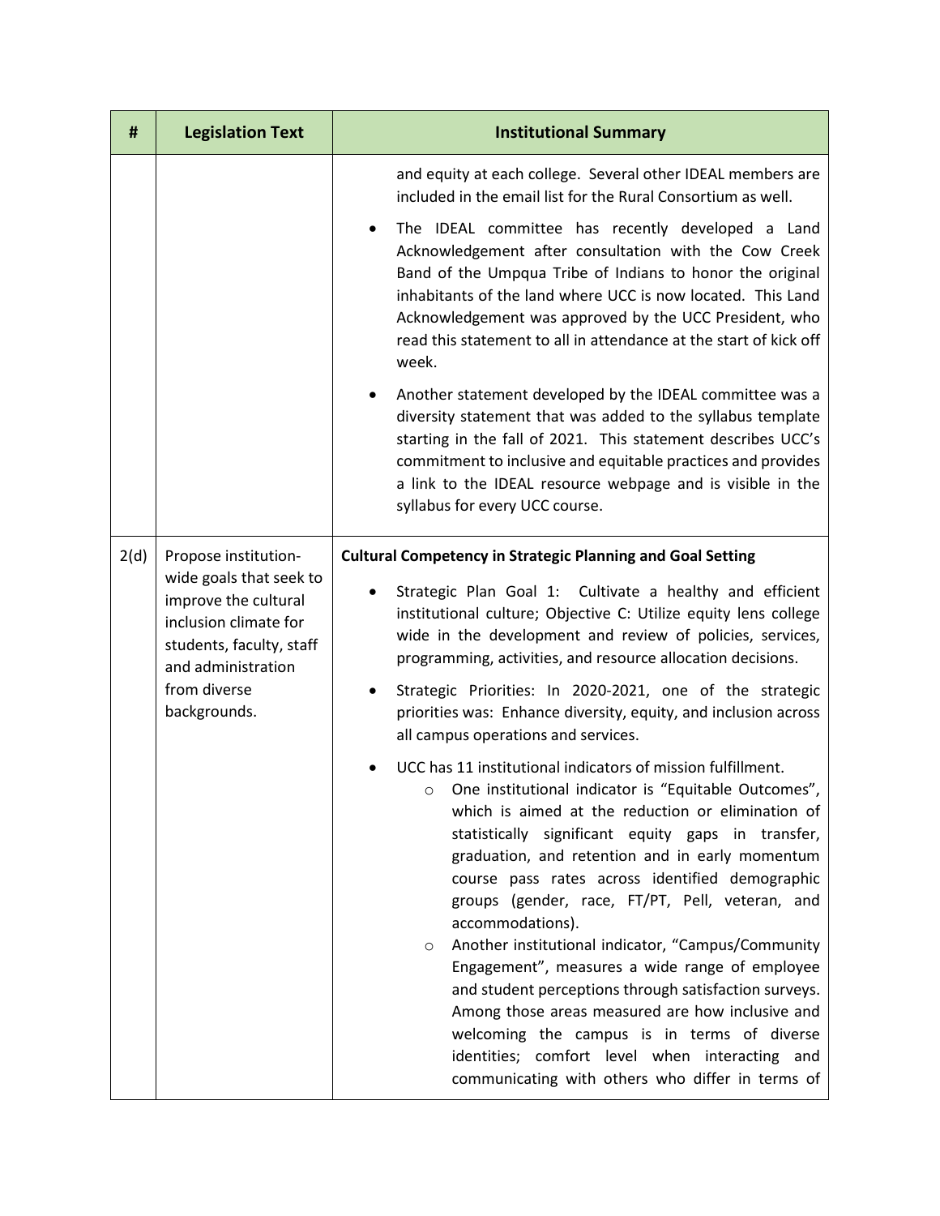| # | Legislation Text | Institutional Summary |
|---|---|---|
| | | and equity at each college. Several other IDEAL members are included in the email list for the Rural Consortium as well.<br><br>• The IDEAL committee has recently developed a Land Acknowledgement after consultation with the Cow Creek Band of the Umpqua Tribe of Indians to honor the original inhabitants of the land where UCC is now located. This Land Acknowledgement was approved by the UCC President, who read this statement to all in attendance at the start of kick off week.<br><br>• Another statement developed by the IDEAL committee was a diversity statement that was added to the syllabus template starting in the fall of 2021. This statement describes UCC's commitment to inclusive and equitable practices and provides a link to the IDEAL resource webpage and is visible in the syllabus for every UCC course. |
| 2(d) | Propose institution-wide goals that seek to improve the cultural inclusion climate for students, faculty, staff and administration from diverse backgrounds. | **Cultural Competency in Strategic Planning and Goal Setting**<br><br>• Strategic Plan Goal 1: Cultivate a healthy and efficient institutional culture; Objective C: Utilize equity lens college wide in the development and review of policies, services, programming, activities, and resource allocation decisions.<br><br>• Strategic Priorities: In 2020-2021, one of the strategic priorities was: Enhance diversity, equity, and inclusion across all campus operations and services.<br><br>• UCC has 11 institutional indicators of mission fulfillment.<br>  ○ One institutional indicator is "Equitable Outcomes", which is aimed at the reduction or elimination of statistically significant equity gaps in transfer, graduation, and retention and in early momentum course pass rates across identified demographic groups (gender, race, FT/PT, Pell, veteran, and accommodations).<br>  ○ Another institutional indicator, "Campus/Community Engagement", measures a wide range of employee and student perceptions through satisfaction surveys. Among those areas measured are how inclusive and welcoming the campus is in terms of diverse identities; comfort level when interacting and communicating with others who differ in terms of |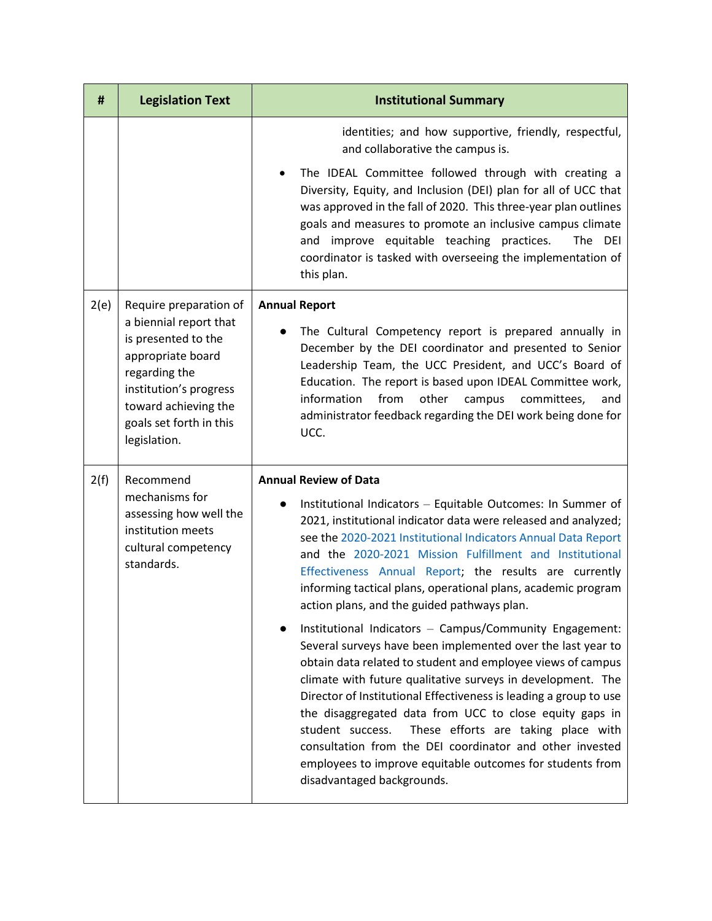| # | Legislation Text | Institutional Summary |
| --- | --- | --- |
| | | identities; and how supportive, friendly, respectful, and collaborative the campus is.<br>• The IDEAL Committee followed through with creating a Diversity, Equity, and Inclusion (DEI) plan for all of UCC that was approved in the fall of 2020. This three-year plan outlines goals and measures to promote an inclusive campus climate and improve equitable teaching practices. The DEI coordinator is tasked with overseeing the implementation of this plan. |
| 2(e) | Require preparation of a biennial report that is presented to the appropriate board regarding the institution's progress toward achieving the goals set forth in this legislation. | **Annual Report**<br>• The Cultural Competency report is prepared annually in December by the DEI coordinator and presented to Senior Leadership Team, the UCC President, and UCC's Board of Education. The report is based upon IDEAL Committee work, information from other campus committees, and administrator feedback regarding the DEI work being done for UCC. |
| 2(f) | Recommend mechanisms for assessing how well the institution meets cultural competency standards. | **Annual Review of Data**<br>• Institutional Indicators – Equitable Outcomes: In Summer of 2021, institutional indicator data were released and analyzed; see the 2020-2021 Institutional Indicators Annual Data Report and the 2020-2021 Mission Fulfillment and Institutional Effectiveness Annual Report; the results are currently informing tactical plans, operational plans, academic program action plans, and the guided pathways plan.<br>• Institutional Indicators – Campus/Community Engagement: Several surveys have been implemented over the last year to obtain data related to student and employee views of campus climate with future qualitative surveys in development. The Director of Institutional Effectiveness is leading a group to use the disaggregated data from UCC to close equity gaps in student success. These efforts are taking place with consultation from the DEI coordinator and other invested employees to improve equitable outcomes for students from disadvantaged backgrounds. |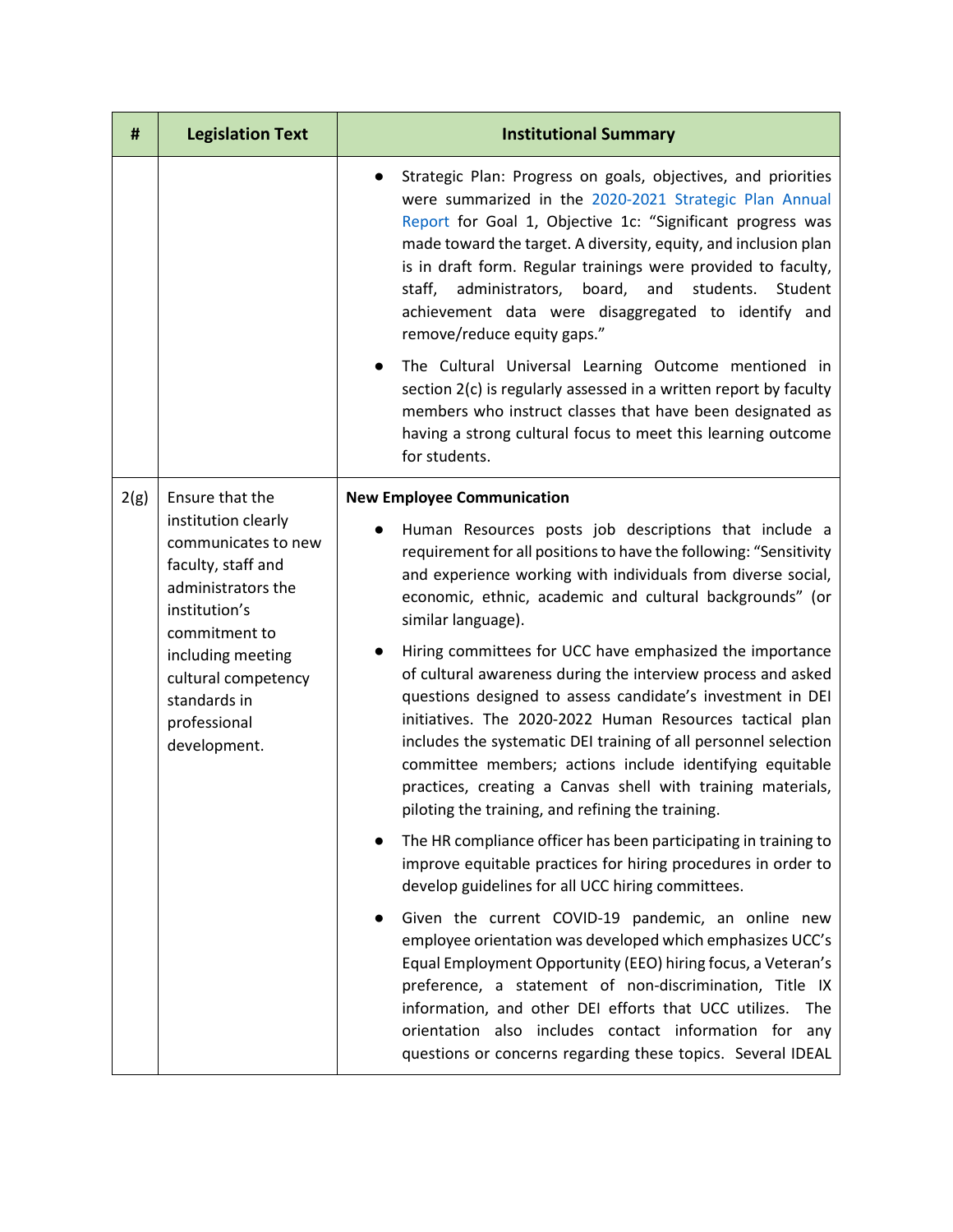| # | Legislation Text | Institutional Summary |
|---|---|---|
| | | • Strategic Plan: Progress on goals, objectives, and priorities were summarized in the 2020-2021 Strategic Plan Annual Report for Goal 1, Objective 1c: "Significant progress was made toward the target. A diversity, equity, and inclusion plan is in draft form. Regular trainings were provided to faculty, staff, administrators, board, and students. Student achievement data were disaggregated to identify and remove/reduce equity gaps."<br><br>• The Cultural Universal Learning Outcome mentioned in section 2(c) is regularly assessed in a written report by faculty members who instruct classes that have been designated as having a strong cultural focus to meet this learning outcome for students. |
| 2(g) | Ensure that the institution clearly communicates to new faculty, staff and administrators the institution's commitment to including meeting cultural competency standards in professional development. | **New Employee Communication**<br><br>• Human Resources posts job descriptions that include a requirement for all positions to have the following: "Sensitivity and experience working with individuals from diverse social, economic, ethnic, academic and cultural backgrounds" (or similar language).<br><br>• Hiring committees for UCC have emphasized the importance of cultural awareness during the interview process and asked questions designed to assess candidate's investment in DEI initiatives. The 2020-2022 Human Resources tactical plan includes the systematic DEI training of all personnel selection committee members; actions include identifying equitable practices, creating a Canvas shell with training materials, piloting the training, and refining the training.<br><br>• The HR compliance officer has been participating in training to improve equitable practices for hiring procedures in order to develop guidelines for all UCC hiring committees.<br><br>• Given the current COVID-19 pandemic, an online new employee orientation was developed which emphasizes UCC's Equal Employment Opportunity (EEO) hiring focus, a Veteran's preference, a statement of non-discrimination, Title IX information, and other DEI efforts that UCC utilizes. The orientation also includes contact information for any questions or concerns regarding these topics. Several IDEAL |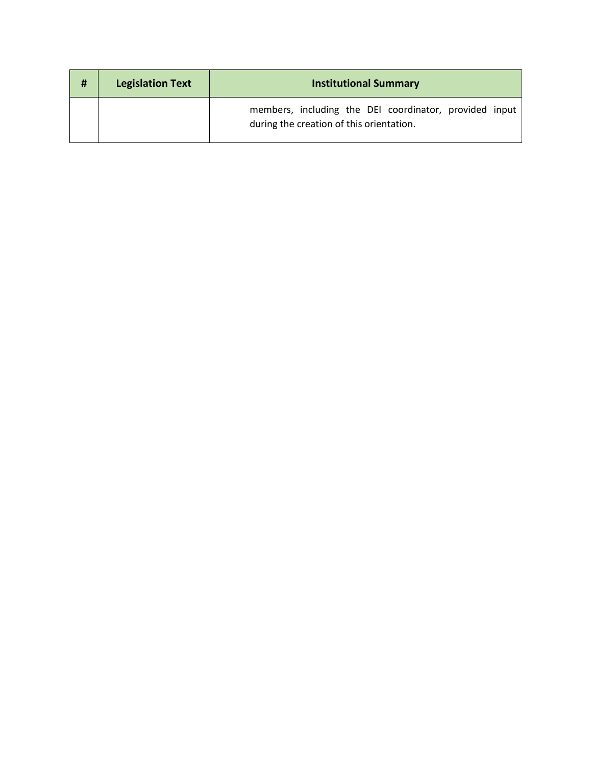| # | Legislation Text | Institutional Summary |
| --- | --- | --- |
| | | members, including the DEI coordinator, provided input during the creation of this orientation. |